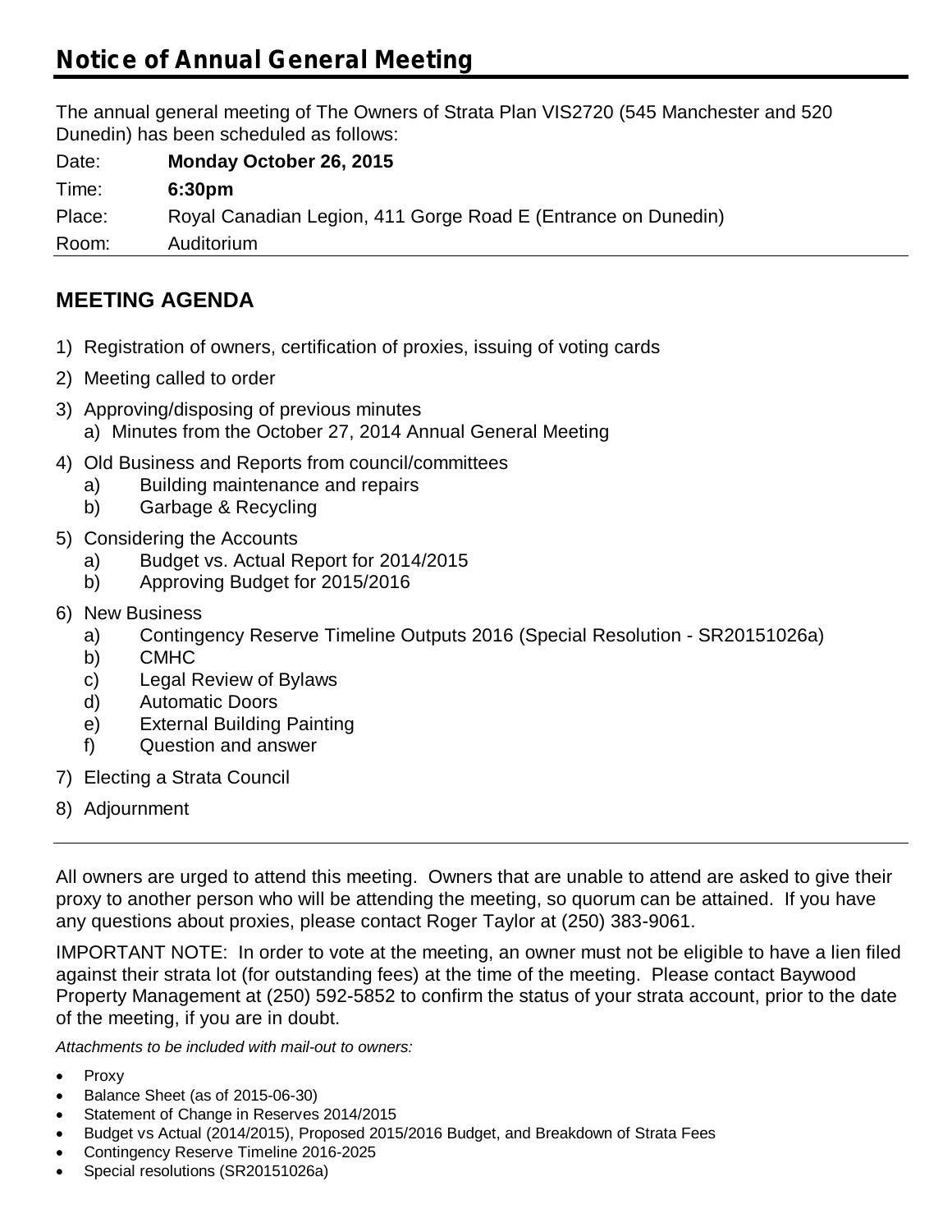# Notice of Annual General Meeting

The annual general meeting of The Owners of Strata Plan VIS2720 (545 Manchester and 520 Dunedin) has been scheduled as follows:

| | |
|---|---|
| Date: | **Monday October 26, 2015** |
| Time: | **6:30pm** |
| Place: | Royal Canadian Legion, 411 Gorge Road E (Entrance on Dunedin) |
| Room: | Auditorium |

## MEETING AGENDA

1) Registration of owners, certification of proxies, issuing of voting cards
2) Meeting called to order
3) Approving/disposing of previous minutes
   a) Minutes from the October 27, 2014 Annual General Meeting
4) Old Business and Reports from council/committees
   a) Building maintenance and repairs
   b) Garbage & Recycling
5) Considering the Accounts
   a) Budget vs. Actual Report for 2014/2015
   b) Approving Budget for 2015/2016
6) New Business
   a) Contingency Reserve Timeline Outputs 2016 (Special Resolution - SR20151026a)
   b) CMHC
   c) Legal Review of Bylaws
   d) Automatic Doors
   e) External Building Painting
   f) Question and answer
7) Electing a Strata Council
8) Adjournment

---

All owners are urged to attend this meeting. Owners that are unable to attend are asked to give their proxy to another person who will be attending the meeting, so quorum can be attained. If you have any questions about proxies, please contact Roger Taylor at (250) 383-9061.

IMPORTANT NOTE: In order to vote at the meeting, an owner must not be eligible to have a lien filed against their strata lot (for outstanding fees) at the time of the meeting. Please contact Baywood Property Management at (250) 592-5852 to confirm the status of your strata account, prior to the date of the meeting, if you are in doubt.

*Attachments to be included with mail-out to owners:*

- Proxy
- Balance Sheet (as of 2015-06-30)
- Statement of Change in Reserves 2014/2015
- Budget vs Actual (2014/2015), Proposed 2015/2016 Budget, and Breakdown of Strata Fees
- Contingency Reserve Timeline 2016-2025
- Special resolutions (SR20151026a)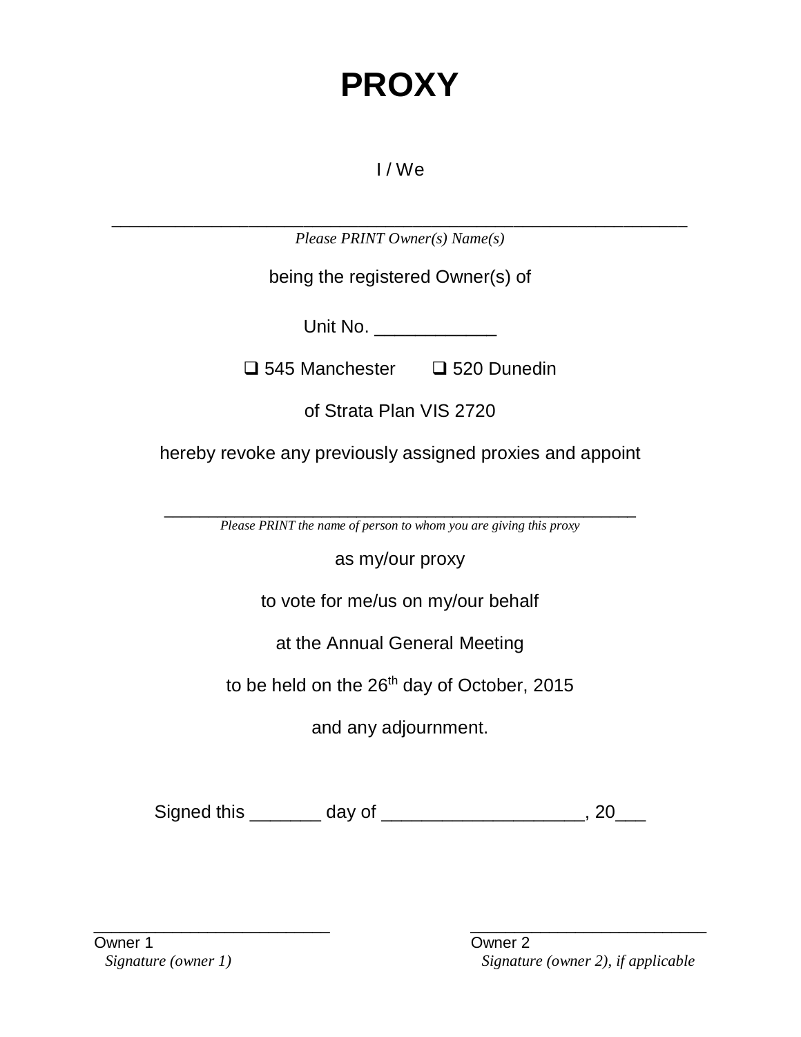# PROXY

I / We

_______________________________________________________________

*Please PRINT Owner(s) Name(s)*

being the registered Owner(s) of

Unit No. ____________

❑ 545 Manchester ❑ 520 Dunedin

of Strata Plan VIS 2720

hereby revoke any previously assigned proxies and appoint

____________________________________________________

*Please PRINT the name of person to whom you are giving this proxy*

as my/our proxy

to vote for me/us on my/our behalf

at the Annual General Meeting

to be held on the 26th day of October, 2015

and any adjournment.

Signed this _______ day of ___________________, 20___

__________________________
Owner 1
*Signature (owner 1)*

__________________________
Owner 2
*Signature (owner 2), if applicable*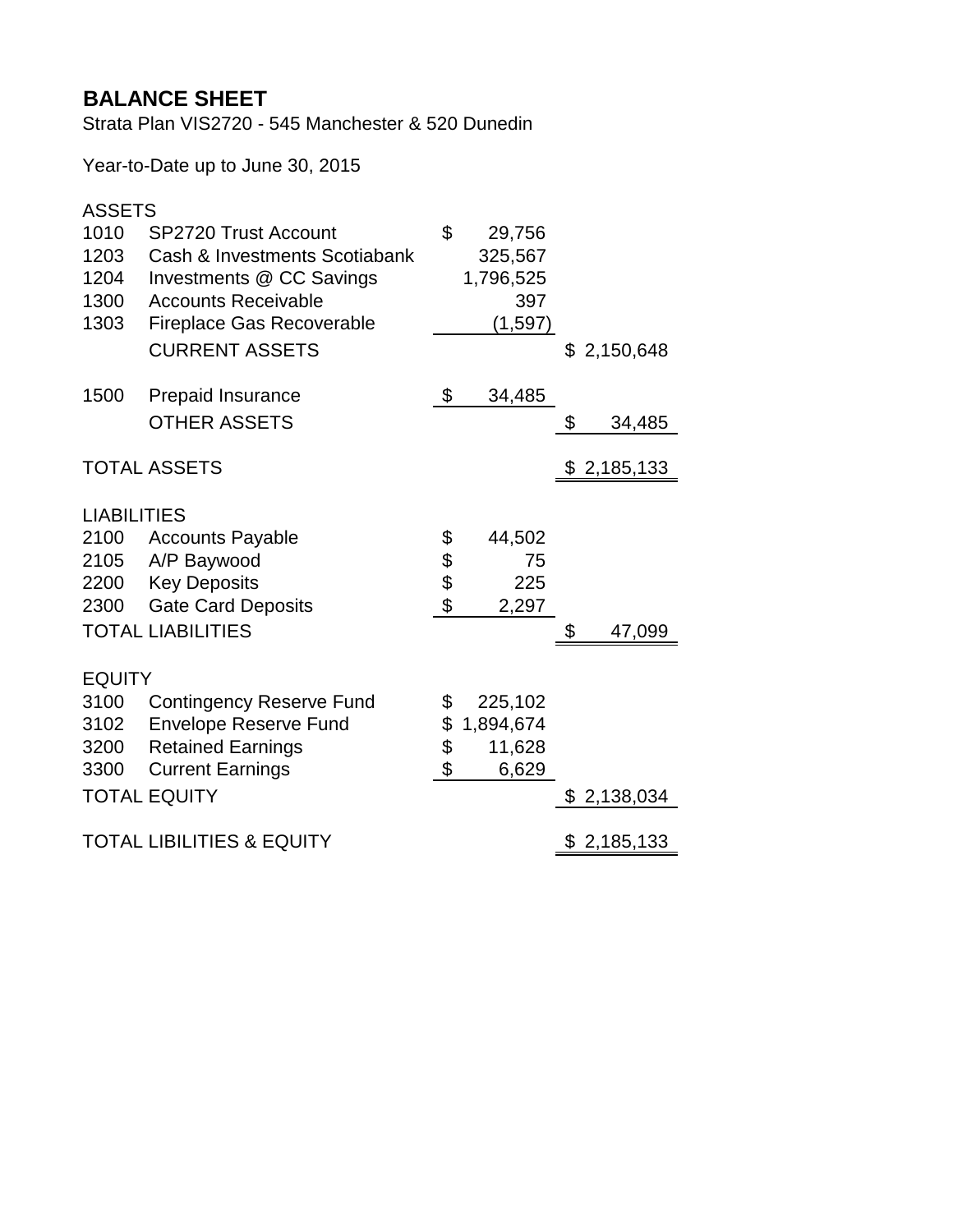# BALANCE SHEET

Strata Plan VIS2720 - 545 Manchester & 520 Dunedin

Year-to-Date up to June 30, 2015

| | | | |
|---|---|---|---|
| **ASSETS** | | | |
| 1010 | SP2720 Trust Account | $ 29,756 | |
| 1203 | Cash & Investments Scotiabank | 325,567 | |
| 1204 | Investments @ CC Savings | 1,796,525 | |
| 1300 | Accounts Receivable | 397 | |
| 1303 | Fireplace Gas Recoverable | (1,597) | |
| | CURRENT ASSETS | | $ 2,150,648 |
| 1500 | Prepaid Insurance | $ 34,485 | |
| | OTHER ASSETS | | $ 34,485 |
| TOTAL ASSETS | | | $ 2,185,133 |
| **LIABILITIES** | | | |
| 2100 | Accounts Payable | $ 44,502 | |
| 2105 | A/P Baywood | $ 75 | |
| 2200 | Key Deposits | $ 225 | |
| 2300 | Gate Card Deposits | $ 2,297 | |
| TOTAL LIABILITIES | | | $ 47,099 |
| **EQUITY** | | | |
| 3100 | Contingency Reserve Fund | $ 225,102 | |
| 3102 | Envelope Reserve Fund | $ 1,894,674 | |
| 3200 | Retained Earnings | $ 11,628 | |
| 3300 | Current Earnings | $ 6,629 | |
| TOTAL EQUITY | | | $ 2,138,034 |
| TOTAL LIBILITIES & EQUITY | | | $ 2,185,133 |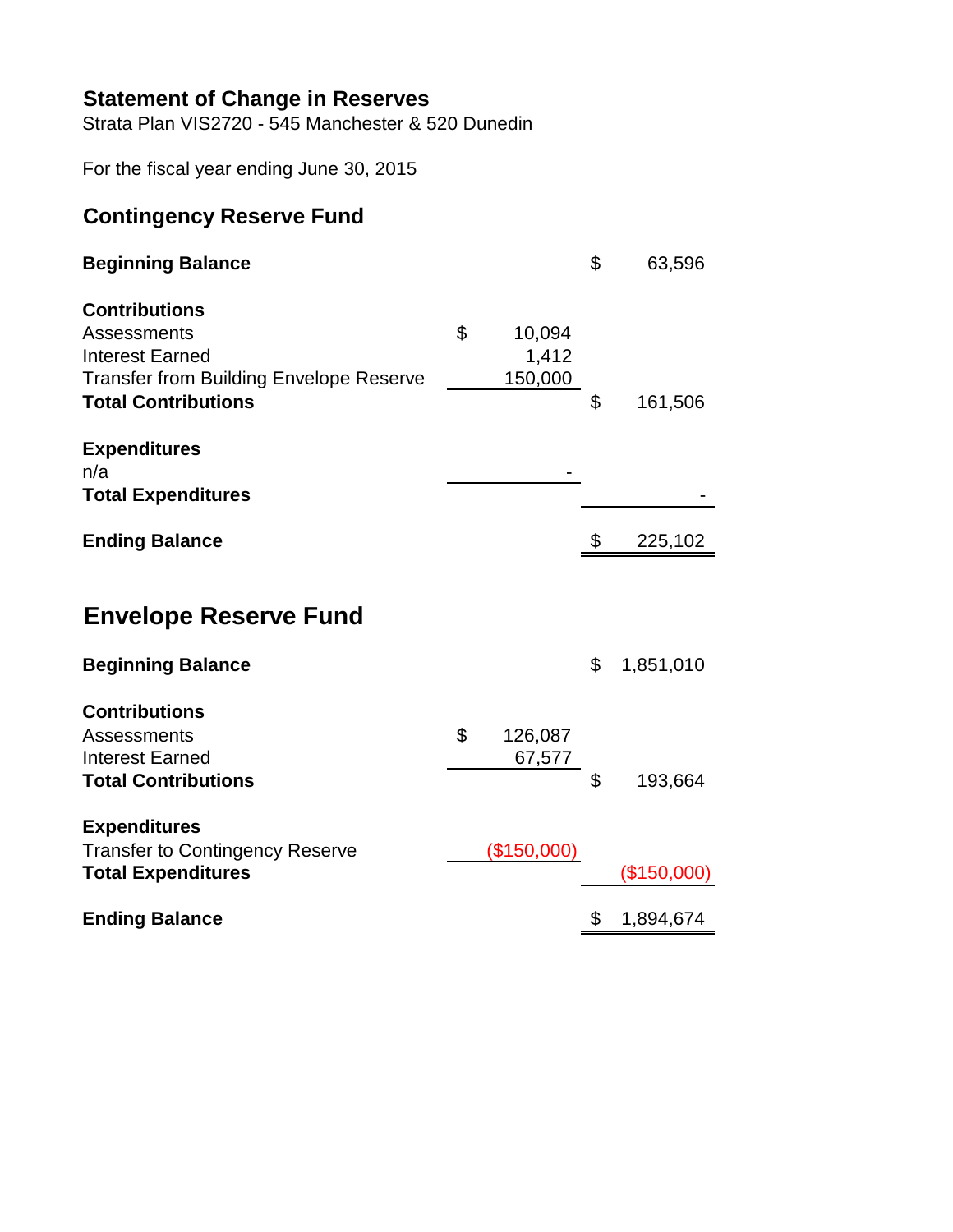# Statement of Change in Reserves

Strata Plan VIS2720 - 545 Manchester & 520 Dunedin

For the fiscal year ending June 30, 2015

## Contingency Reserve Fund

| | | |
|---|---|---|
| **Beginning Balance** | | $ 63,596 |
| **Contributions** | | |
| Assessments | $ 10,094 | |
| Interest Earned | 1,412 | |
| Transfer from Building Envelope Reserve | 150,000 | |
| **Total Contributions** | | $ 161,506 |
| **Expenditures** | | |
| n/a | - | |
| **Total Expenditures** | | - |
| **Ending Balance** | | $ 225,102 |

## Envelope Reserve Fund

| | | |
|---|---|---|
| **Beginning Balance** | | $ 1,851,010 |
| **Contributions** | | |
| Assessments | $ 126,087 | |
| Interest Earned | 67,577 | |
| **Total Contributions** | | $ 193,664 |
| **Expenditures** | | |
| Transfer to Contingency Reserve | ($150,000) | |
| **Total Expenditures** | | ($150,000) |
| **Ending Balance** | | $ 1,894,674 |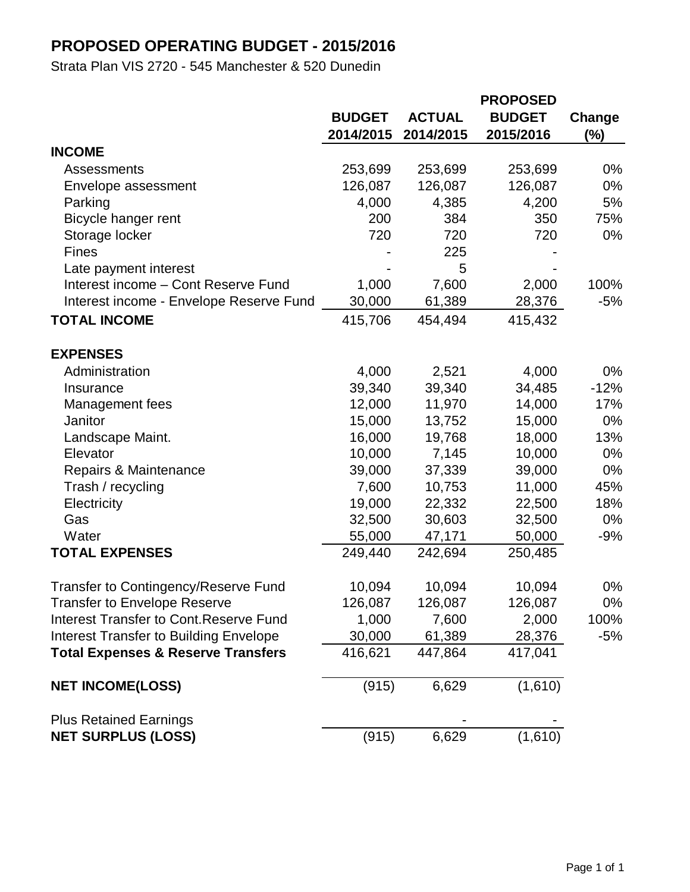# PROPOSED OPERATING BUDGET - 2015/2016

Strata Plan VIS 2720 - 545 Manchester & 520 Dunedin

| | BUDGET 2014/2015 | ACTUAL 2014/2015 | PROPOSED BUDGET 2015/2016 | Change (%) |
|---|---|---|---|---|
| **INCOME** | | | | |
| Assessments | 253,699 | 253,699 | 253,699 | 0% |
| Envelope assessment | 126,087 | 126,087 | 126,087 | 0% |
| Parking | 4,000 | 4,385 | 4,200 | 5% |
| Bicycle hanger rent | 200 | 384 | 350 | 75% |
| Storage locker | 720 | 720 | 720 | 0% |
| Fines | - | 225 | - | |
| Late payment interest | - | 5 | - | |
| Interest income – Cont Reserve Fund | 1,000 | 7,600 | 2,000 | 100% |
| Interest income - Envelope Reserve Fund | 30,000 | 61,389 | 28,376 | -5% |
| **TOTAL INCOME** | 415,706 | 454,494 | 415,432 | |
| | | | | |
| **EXPENSES** | | | | |
| Administration | 4,000 | 2,521 | 4,000 | 0% |
| Insurance | 39,340 | 39,340 | 34,485 | -12% |
| Management fees | 12,000 | 11,970 | 14,000 | 17% |
| Janitor | 15,000 | 13,752 | 15,000 | 0% |
| Landscape Maint. | 16,000 | 19,768 | 18,000 | 13% |
| Elevator | 10,000 | 7,145 | 10,000 | 0% |
| Repairs & Maintenance | 39,000 | 37,339 | 39,000 | 0% |
| Trash / recycling | 7,600 | 10,753 | 11,000 | 45% |
| Electricity | 19,000 | 22,332 | 22,500 | 18% |
| Gas | 32,500 | 30,603 | 32,500 | 0% |
| Water | 55,000 | 47,171 | 50,000 | -9% |
| **TOTAL EXPENSES** | 249,440 | 242,694 | 250,485 | |
| | | | | |
| Transfer to Contingency/Reserve Fund | 10,094 | 10,094 | 10,094 | 0% |
| Transfer to Envelope Reserve | 126,087 | 126,087 | 126,087 | 0% |
| Interest Transfer to Cont.Reserve Fund | 1,000 | 7,600 | 2,000 | 100% |
| Interest Transfer to Building Envelope | 30,000 | 61,389 | 28,376 | -5% |
| **Total Expenses & Reserve Transfers** | 416,621 | 447,864 | 417,041 | |
| | | | | |
| **NET INCOME(LOSS)** | (915) | 6,629 | (1,610) | |
| | | | | |
| Plus Retained Earnings | | - | - | |
| **NET SURPLUS (LOSS)** | (915) | 6,629 | (1,610) | |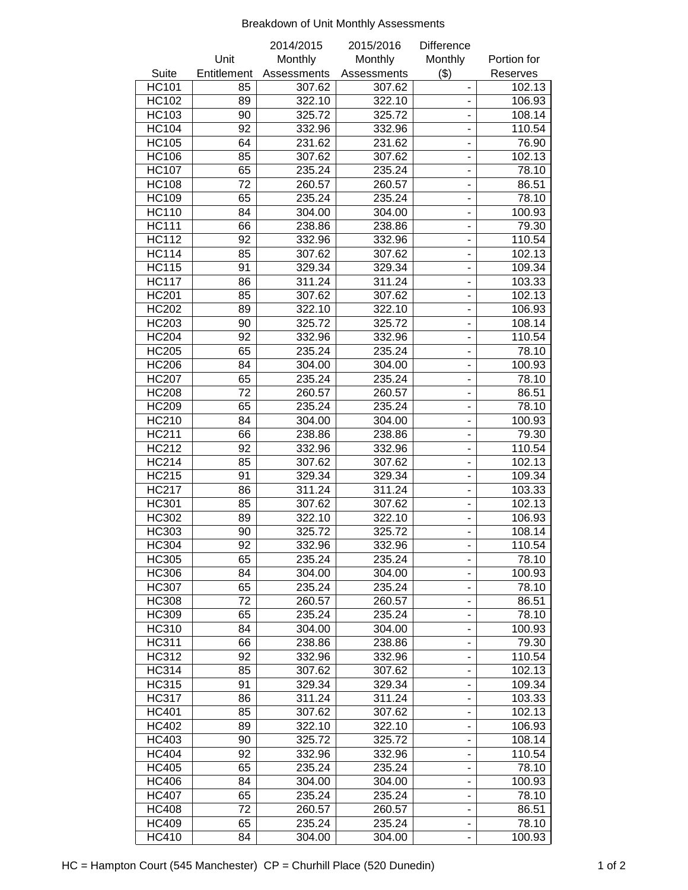Breakdown of Unit Monthly Assessments

| Suite | Unit Entitlement | 2014/2015 Monthly Assessments | 2015/2016 Monthly Assessments | Difference Monthly ($) | Portion for Reserves |
|---|---|---|---|---|---|
| HC101 | 85 | 307.62 | 307.62 | - | 102.13 |
| HC102 | 89 | 322.10 | 322.10 | - | 106.93 |
| HC103 | 90 | 325.72 | 325.72 | - | 108.14 |
| HC104 | 92 | 332.96 | 332.96 | - | 110.54 |
| HC105 | 64 | 231.62 | 231.62 | - | 76.90 |
| HC106 | 85 | 307.62 | 307.62 | - | 102.13 |
| HC107 | 65 | 235.24 | 235.24 | - | 78.10 |
| HC108 | 72 | 260.57 | 260.57 | - | 86.51 |
| HC109 | 65 | 235.24 | 235.24 | - | 78.10 |
| HC110 | 84 | 304.00 | 304.00 | - | 100.93 |
| HC111 | 66 | 238.86 | 238.86 | - | 79.30 |
| HC112 | 92 | 332.96 | 332.96 | - | 110.54 |
| HC114 | 85 | 307.62 | 307.62 | - | 102.13 |
| HC115 | 91 | 329.34 | 329.34 | - | 109.34 |
| HC117 | 86 | 311.24 | 311.24 | - | 103.33 |
| HC201 | 85 | 307.62 | 307.62 | - | 102.13 |
| HC202 | 89 | 322.10 | 322.10 | - | 106.93 |
| HC203 | 90 | 325.72 | 325.72 | - | 108.14 |
| HC204 | 92 | 332.96 | 332.96 | - | 110.54 |
| HC205 | 65 | 235.24 | 235.24 | - | 78.10 |
| HC206 | 84 | 304.00 | 304.00 | - | 100.93 |
| HC207 | 65 | 235.24 | 235.24 | - | 78.10 |
| HC208 | 72 | 260.57 | 260.57 | - | 86.51 |
| HC209 | 65 | 235.24 | 235.24 | - | 78.10 |
| HC210 | 84 | 304.00 | 304.00 | - | 100.93 |
| HC211 | 66 | 238.86 | 238.86 | - | 79.30 |
| HC212 | 92 | 332.96 | 332.96 | - | 110.54 |
| HC214 | 85 | 307.62 | 307.62 | - | 102.13 |
| HC215 | 91 | 329.34 | 329.34 | - | 109.34 |
| HC217 | 86 | 311.24 | 311.24 | - | 103.33 |
| HC301 | 85 | 307.62 | 307.62 | - | 102.13 |
| HC302 | 89 | 322.10 | 322.10 | - | 106.93 |
| HC303 | 90 | 325.72 | 325.72 | - | 108.14 |
| HC304 | 92 | 332.96 | 332.96 | - | 110.54 |
| HC305 | 65 | 235.24 | 235.24 | - | 78.10 |
| HC306 | 84 | 304.00 | 304.00 | - | 100.93 |
| HC307 | 65 | 235.24 | 235.24 | - | 78.10 |
| HC308 | 72 | 260.57 | 260.57 | - | 86.51 |
| HC309 | 65 | 235.24 | 235.24 | - | 78.10 |
| HC310 | 84 | 304.00 | 304.00 | - | 100.93 |
| HC311 | 66 | 238.86 | 238.86 | - | 79.30 |
| HC312 | 92 | 332.96 | 332.96 | - | 110.54 |
| HC314 | 85 | 307.62 | 307.62 | - | 102.13 |
| HC315 | 91 | 329.34 | 329.34 | - | 109.34 |
| HC317 | 86 | 311.24 | 311.24 | - | 103.33 |
| HC401 | 85 | 307.62 | 307.62 | - | 102.13 |
| HC402 | 89 | 322.10 | 322.10 | - | 106.93 |
| HC403 | 90 | 325.72 | 325.72 | - | 108.14 |
| HC404 | 92 | 332.96 | 332.96 | - | 110.54 |
| HC405 | 65 | 235.24 | 235.24 | - | 78.10 |
| HC406 | 84 | 304.00 | 304.00 | - | 100.93 |
| HC407 | 65 | 235.24 | 235.24 | - | 78.10 |
| HC408 | 72 | 260.57 | 260.57 | - | 86.51 |
| HC409 | 65 | 235.24 | 235.24 | - | 78.10 |
| HC410 | 84 | 304.00 | 304.00 | - | 100.93 |

HC = Hampton Court (545 Manchester) CP = Churhill Place (520 Dunedin)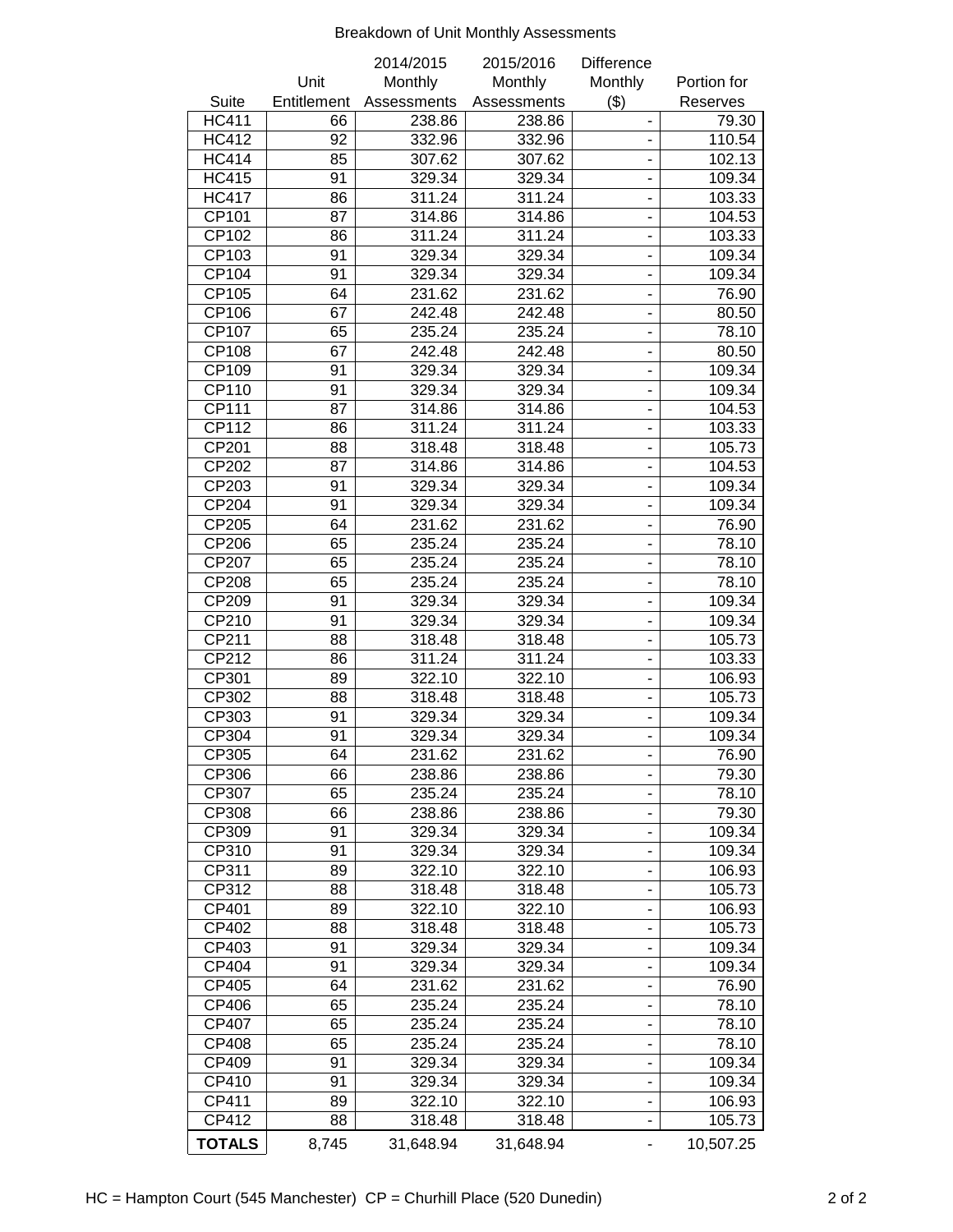# Breakdown of Unit Monthly Assessments

| Suite | Unit Entitlement | 2014/2015 Monthly Assessments | 2015/2016 Monthly Assessments | Difference Monthly ($) | Portion for Reserves |
|---|---|---|---|---|---|
| HC411 | 66 | 238.86 | 238.86 | - | 79.30 |
| HC412 | 92 | 332.96 | 332.96 | - | 110.54 |
| HC414 | 85 | 307.62 | 307.62 | - | 102.13 |
| HC415 | 91 | 329.34 | 329.34 | - | 109.34 |
| HC417 | 86 | 311.24 | 311.24 | - | 103.33 |
| CP101 | 87 | 314.86 | 314.86 | - | 104.53 |
| CP102 | 86 | 311.24 | 311.24 | - | 103.33 |
| CP103 | 91 | 329.34 | 329.34 | - | 109.34 |
| CP104 | 91 | 329.34 | 329.34 | - | 109.34 |
| CP105 | 64 | 231.62 | 231.62 | - | 76.90 |
| CP106 | 67 | 242.48 | 242.48 | - | 80.50 |
| CP107 | 65 | 235.24 | 235.24 | - | 78.10 |
| CP108 | 67 | 242.48 | 242.48 | - | 80.50 |
| CP109 | 91 | 329.34 | 329.34 | - | 109.34 |
| CP110 | 91 | 329.34 | 329.34 | - | 109.34 |
| CP111 | 87 | 314.86 | 314.86 | - | 104.53 |
| CP112 | 86 | 311.24 | 311.24 | - | 103.33 |
| CP201 | 88 | 318.48 | 318.48 | - | 105.73 |
| CP202 | 87 | 314.86 | 314.86 | - | 104.53 |
| CP203 | 91 | 329.34 | 329.34 | - | 109.34 |
| CP204 | 91 | 329.34 | 329.34 | - | 109.34 |
| CP205 | 64 | 231.62 | 231.62 | - | 76.90 |
| CP206 | 65 | 235.24 | 235.24 | - | 78.10 |
| CP207 | 65 | 235.24 | 235.24 | - | 78.10 |
| CP208 | 65 | 235.24 | 235.24 | - | 78.10 |
| CP209 | 91 | 329.34 | 329.34 | - | 109.34 |
| CP210 | 91 | 329.34 | 329.34 | - | 109.34 |
| CP211 | 88 | 318.48 | 318.48 | - | 105.73 |
| CP212 | 86 | 311.24 | 311.24 | - | 103.33 |
| CP301 | 89 | 322.10 | 322.10 | - | 106.93 |
| CP302 | 88 | 318.48 | 318.48 | - | 105.73 |
| CP303 | 91 | 329.34 | 329.34 | - | 109.34 |
| CP304 | 91 | 329.34 | 329.34 | - | 109.34 |
| CP305 | 64 | 231.62 | 231.62 | - | 76.90 |
| CP306 | 66 | 238.86 | 238.86 | - | 79.30 |
| CP307 | 65 | 235.24 | 235.24 | - | 78.10 |
| CP308 | 66 | 238.86 | 238.86 | - | 79.30 |
| CP309 | 91 | 329.34 | 329.34 | - | 109.34 |
| CP310 | 91 | 329.34 | 329.34 | - | 109.34 |
| CP311 | 89 | 322.10 | 322.10 | - | 106.93 |
| CP312 | 88 | 318.48 | 318.48 | - | 105.73 |
| CP401 | 89 | 322.10 | 322.10 | - | 106.93 |
| CP402 | 88 | 318.48 | 318.48 | - | 105.73 |
| CP403 | 91 | 329.34 | 329.34 | - | 109.34 |
| CP404 | 91 | 329.34 | 329.34 | - | 109.34 |
| CP405 | 64 | 231.62 | 231.62 | - | 76.90 |
| CP406 | 65 | 235.24 | 235.24 | - | 78.10 |
| CP407 | 65 | 235.24 | 235.24 | - | 78.10 |
| CP408 | 65 | 235.24 | 235.24 | - | 78.10 |
| CP409 | 91 | 329.34 | 329.34 | - | 109.34 |
| CP410 | 91 | 329.34 | 329.34 | - | 109.34 |
| CP411 | 89 | 322.10 | 322.10 | - | 106.93 |
| CP412 | 88 | 318.48 | 318.48 | - | 105.73 |
| **TOTALS** | 8,745 | 31,648.94 | 31,648.94 | - | 10,507.25 |

HC = Hampton Court (545 Manchester) CP = Churhill Place (520 Dunedin)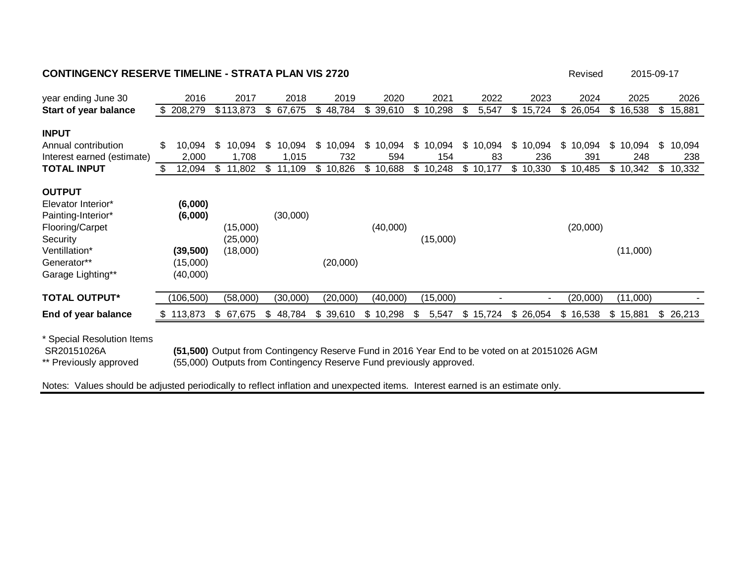**CONTINGENCY RESERVE TIMELINE - STRATA PLAN VIS 2720**

Revised 2015-09-17

| year ending June 30 | 2016 | 2017 | 2018 | 2019 | 2020 | 2021 | 2022 | 2023 | 2024 | 2025 | 2026 |
|---|---|---|---|---|---|---|---|---|---|---|---|
| **Start of year balance** | $ 208,279 | $113,873 | $ 67,675 | $ 48,784 | $ 39,610 | $ 10,298 | $ 5,547 | $ 15,724 | $ 26,054 | $ 16,538 | $ 15,881 |
| | | | | | | | | | | | |
| **INPUT** | | | | | | | | | | | |
| Annual contribution | $ 10,094 | $ 10,094 | $ 10,094 | $ 10,094 | $ 10,094 | $ 10,094 | $ 10,094 | $ 10,094 | $ 10,094 | $ 10,094 | $ 10,094 |
| Interest earned (estimate) | 2,000 | 1,708 | 1,015 | 732 | 594 | 154 | 83 | 236 | 391 | 248 | 238 |
| **TOTAL INPUT** | $ 12,094 | $ 11,802 | $ 11,109 | $ 10,826 | $ 10,688 | $ 10,248 | $ 10,177 | $ 10,330 | $ 10,485 | $ 10,342 | $ 10,332 |
| | | | | | | | | | | | |
| **OUTPUT** | | | | | | | | | | | |
| Elevator Interior* | **(6,000)** | | | | | | | | | | |
| Painting-Interior* | **(6,000)** | | (30,000) | | | | | | | | |
| Flooring/Carpet | | (15,000) | | | (40,000) | | | | (20,000) | | |
| Security | | (25,000) | | | | (15,000) | | | | | |
| Ventillation* | **(39,500)** | (18,000) | | | | | | | | (11,000) | |
| Generator** | (15,000) | | | (20,000) | | | | | | | |
| Garage Lighting** | (40,000) | | | | | | | | | | |
| | | | | | | | | | | | |
| **TOTAL OUTPUT*** | (106,500) | (58,000) | (30,000) | (20,000) | (40,000) | (15,000) | - | - | (20,000) | (11,000) | - |
| **End of year balance** | $ 113,873 | $ 67,675 | $ 48,784 | $ 39,610 | $ 10,298 | $ 5,547 | $ 15,724 | $ 26,054 | $ 16,538 | $ 15,881 | $ 26,213 |

\* Special Resolution Items

SR20151026A **(51,500)** Output from Contingency Reserve Fund in 2016 Year End to be voted on at 20151026 AGM

\*\* Previously approved (55,000) Outputs from Contingency Reserve Fund previously approved.

Notes: Values should be adjusted periodically to reflect inflation and unexpected items. Interest earned is an estimate only.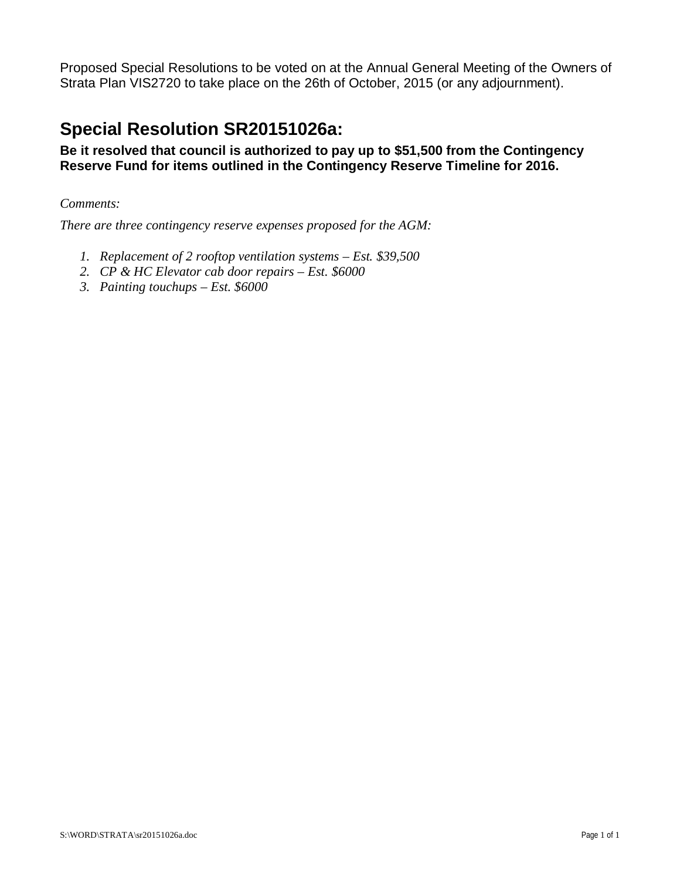Proposed Special Resolutions to be voted on at the Annual General Meeting of the Owners of Strata Plan VIS2720 to take place on the 26th of October, 2015 (or any adjournment).

## Special Resolution SR20151026a:

**Be it resolved that council is authorized to pay up to $51,500 from the Contingency Reserve Fund for items outlined in the Contingency Reserve Timeline for 2016.**

*Comments:*

*There are three contingency reserve expenses proposed for the AGM:*

1. *Replacement of 2 rooftop ventilation systems – Est. $39,500*
2. *CP & HC Elevator cab door repairs – Est. $6000*
3. *Painting touchups – Est. $6000*